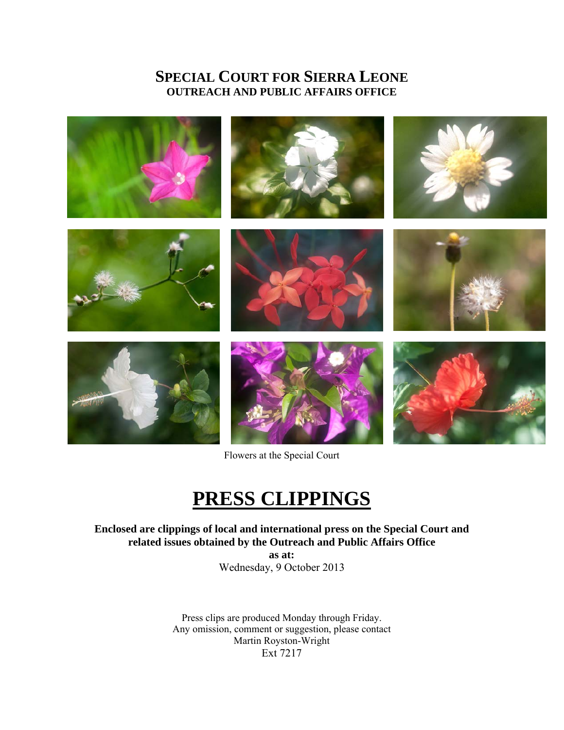# SPECIAL COURT FOR SIERRA LEONE
## OUTREACH AND PUBLIC AFFAIRS OFFICE

Flowers at the Special Court

# PRESS CLIPPINGS

**Enclosed are clippings of local and international press on the Special Court and related issues obtained by the Outreach and Public Affairs Office**
**as at:**
Wednesday, 9 October 2013

Press clips are produced Monday through Friday.
Any omission, comment or suggestion, please contact
Martin Royston-Wright
Ext 7217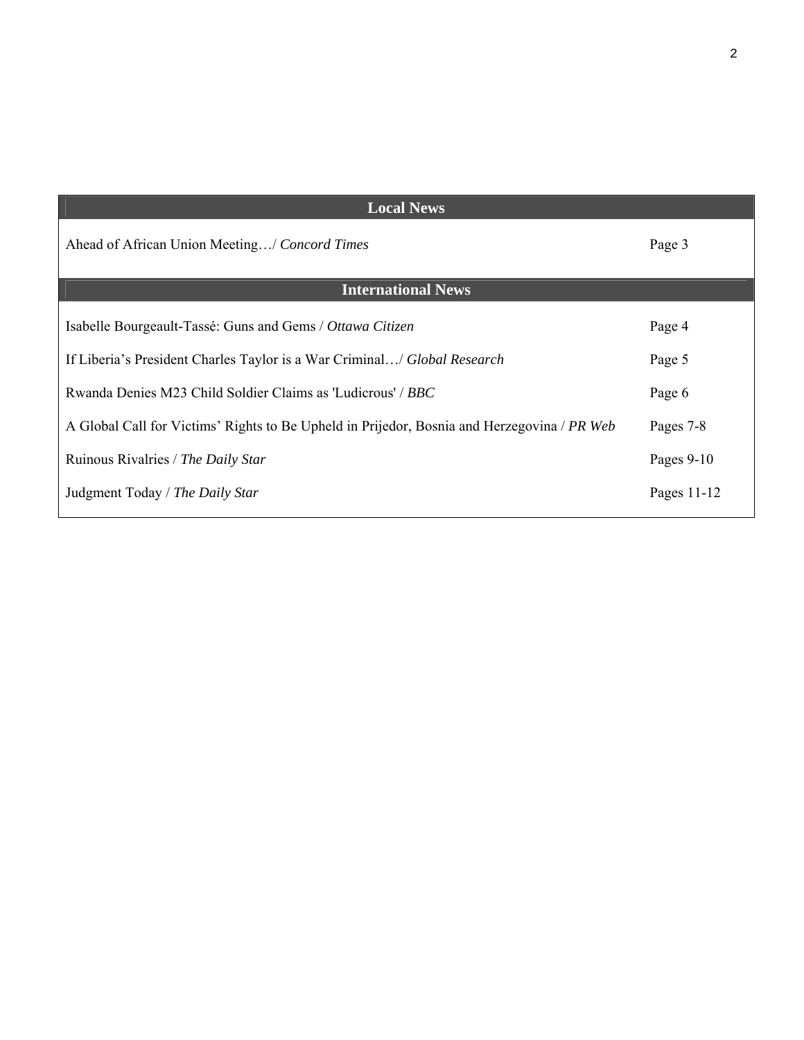| Local News | |
|---|---|
| Ahead of African Union Meeting…/ *Concord Times* | Page 3 |

| International News | |
|---|---|
| Isabelle Bourgeault-Tassé: Guns and Gems / *Ottawa Citizen* | Page 4 |
| If Liberia's President Charles Taylor is a War Criminal…/ *Global Research* | Page 5 |
| Rwanda Denies M23 Child Soldier Claims as 'Ludicrous' / *BBC* | Page 6 |
| A Global Call for Victims' Rights to Be Upheld in Prijedor, Bosnia and Herzegovina / *PR Web* | Pages 7-8 |
| Ruinous Rivalries / *The Daily Star* | Pages 9-10 |
| Judgment Today / *The Daily Star* | Pages 11-12 |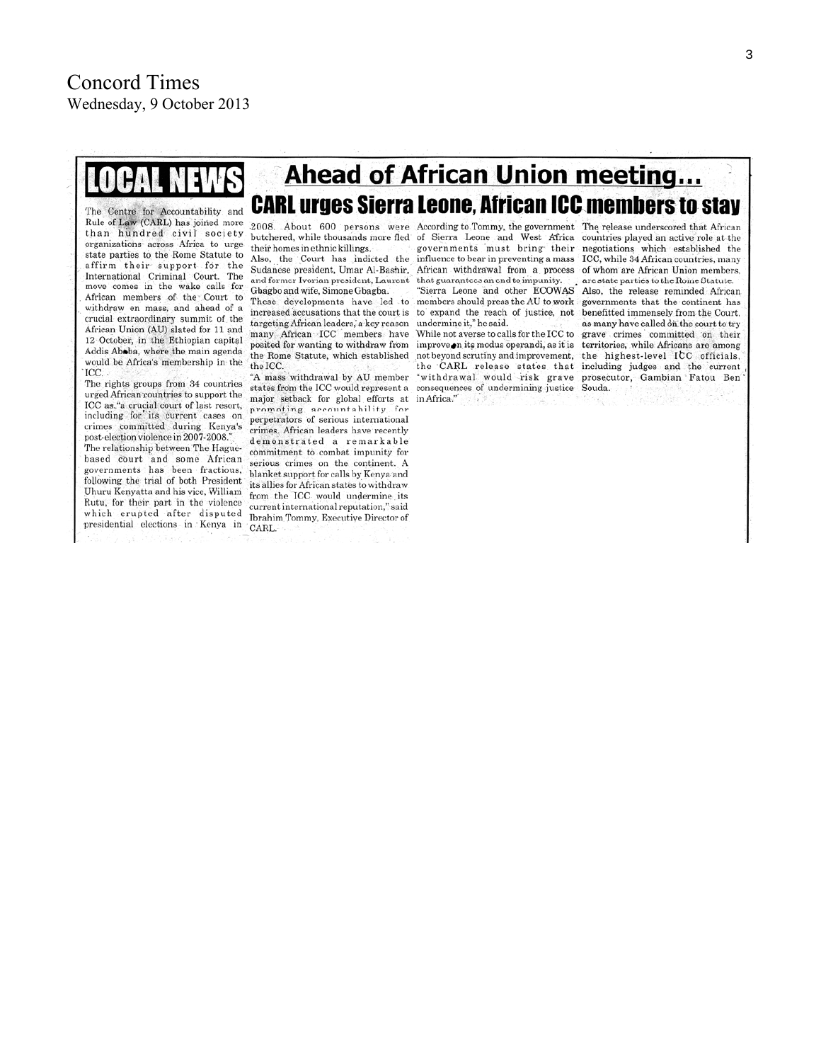Concord Times
Wednesday, 9 October 2013

LOCAL NEWS

# Ahead of African Union meeting...

## CARL urges Sierra Leone, African ICC members to stay

The Centre for Accountability and Rule of Law (CARL) has joined more than hundred civil society organizations across Africa to urge state parties to the Rome Statute to affirm their support for the International Criminal Court. The move comes in the wake calls for African members of the Court to withdraw en mass, and ahead of a crucial extraordinary summit of the African Union (AU) slated for 11 and 12 October, in the Ethiopian capital Addis Ababa, where the main agenda would be Africa's membership in the ICC.

The rights groups from 34 countries urged African countries to support the ICC as "a crucial court of last resort, including for its current cases on crimes committed during Kenya's post-election violence in 2007-2008."

The relationship between The Hague-based court and some African governments has been fractious, following the trial of both President Uhuru Kenyatta and his vice, William Rutu, for their part in the violence which erupted after disputed presidential elections in Kenya in 2008. About 600 persons were butchered, while thousands more fled their homes in ethnic killings.

Also, the Court has indicted the Sudanese president, Umar Al-Bashir, and former Ivorian president, Laurent Gbagbo and wife, Simone Gbagba.

These developments have led to increased accusations that the court is targeting African leaders, a key reason many African ICC members have posited for wanting to withdraw from the Rome Statute, which established the ICC.

"A mass withdrawal by AU member states from the ICC would represent a major setback for global efforts at promoting accountability for perpetrators of serious international crimes. African leaders have recently demonstrated a remarkable commitment to combat impunity for serious crimes on the continent. A blanket support for calls by Kenya and its allies for African states to withdraw from the ICC would undermine its current international reputation," said Ibrahim Tommy, Executive Director of CARL.

According to Tommy, the government of Sierra Leone and West Africa governments must bring their influence to bear in preventing a mass African withdrawal from a process that guarantees an end to impunity.

"Sierra Leone and other ECOWAS members should press the AU to work to expand the reach of justice, not undermine it," he said.

While not averse to calls for the ICC to improve on its modus operandi, as it is not beyond scrutiny and improvement, the CARL release states that "withdrawal would risk grave consequences of undermining justice in Africa."

The release underscored that African countries played an active role at the negotiations which established the ICC, while 34 African countries, many of whom are African Union members, are state parties to the Rome Statute.

Also, the release reminded African governments that the continent has benefitted immensely from the Court, as many have called on the court to try grave crimes committed on their territories, while Africans are among the highest-level ICC officials, including judges and the current prosecutor, Gambian Fatou Ben Souda.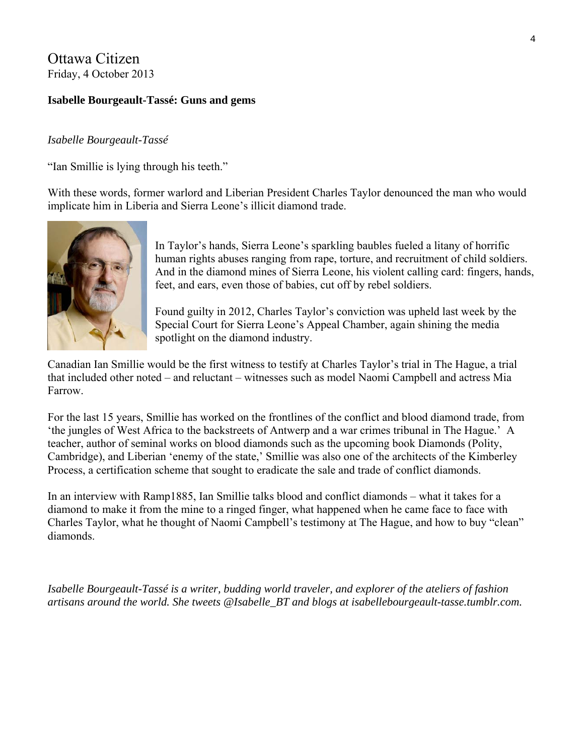Ottawa Citizen
Friday, 4 October 2013

**Isabelle Bourgeault-Tassé: Guns and gems**

*Isabelle Bourgeault-Tassé*

"Ian Smillie is lying through his teeth."

With these words, former warlord and Liberian President Charles Taylor denounced the man who would implicate him in Liberia and Sierra Leone's illicit diamond trade.

In Taylor's hands, Sierra Leone's sparkling baubles fueled a litany of horrific human rights abuses ranging from rape, torture, and recruitment of child soldiers. And in the diamond mines of Sierra Leone, his violent calling card: fingers, hands, feet, and ears, even those of babies, cut off by rebel soldiers.

Found guilty in 2012, Charles Taylor's conviction was upheld last week by the Special Court for Sierra Leone's Appeal Chamber, again shining the media spotlight on the diamond industry.

Canadian Ian Smillie would be the first witness to testify at Charles Taylor's trial in The Hague, a trial that included other noted – and reluctant – witnesses such as model Naomi Campbell and actress Mia Farrow.

For the last 15 years, Smillie has worked on the frontlines of the conflict and blood diamond trade, from 'the jungles of West Africa to the backstreets of Antwerp and a war crimes tribunal in The Hague.' A teacher, author of seminal works on blood diamonds such as the upcoming book Diamonds (Polity, Cambridge), and Liberian 'enemy of the state,' Smillie was also one of the architects of the Kimberley Process, a certification scheme that sought to eradicate the sale and trade of conflict diamonds.

In an interview with Ramp1885, Ian Smillie talks blood and conflict diamonds – what it takes for a diamond to make it from the mine to a ringed finger, what happened when he came face to face with Charles Taylor, what he thought of Naomi Campbell's testimony at The Hague, and how to buy "clean" diamonds.

*Isabelle Bourgeault-Tassé is a writer, budding world traveler, and explorer of the ateliers of fashion artisans around the world. She tweets @Isabelle_BT and blogs at isabellebourgeault-tasse.tumblr.com.*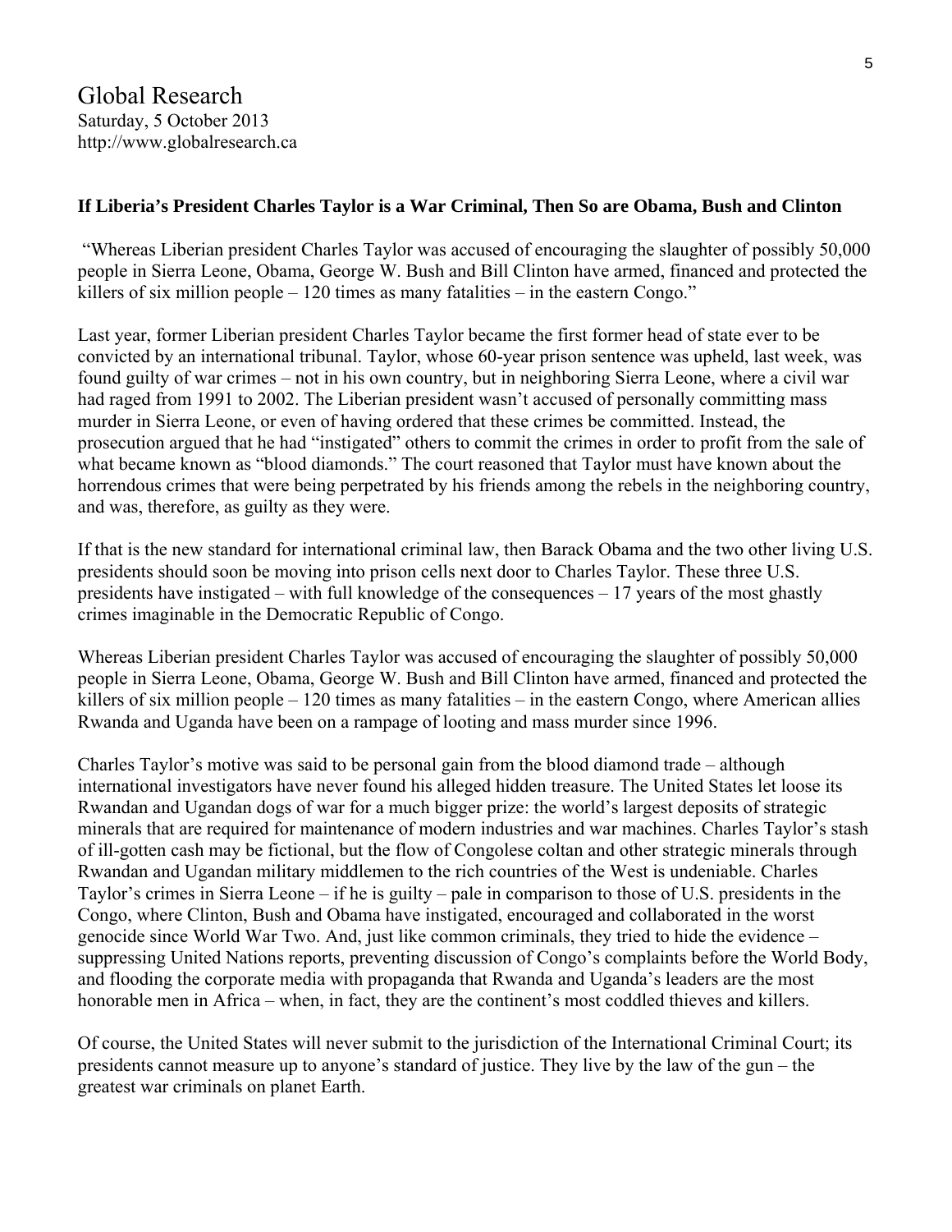Global Research
Saturday, 5 October 2013
http://www.globalresearch.ca

**If Liberia's President Charles Taylor is a War Criminal, Then So are Obama, Bush and Clinton**

"Whereas Liberian president Charles Taylor was accused of encouraging the slaughter of possibly 50,000 people in Sierra Leone, Obama, George W. Bush and Bill Clinton have armed, financed and protected the killers of six million people – 120 times as many fatalities – in the eastern Congo."

Last year, former Liberian president Charles Taylor became the first former head of state ever to be convicted by an international tribunal. Taylor, whose 60-year prison sentence was upheld, last week, was found guilty of war crimes – not in his own country, but in neighboring Sierra Leone, where a civil war had raged from 1991 to 2002. The Liberian president wasn't accused of personally committing mass murder in Sierra Leone, or even of having ordered that these crimes be committed. Instead, the prosecution argued that he had "instigated" others to commit the crimes in order to profit from the sale of what became known as "blood diamonds." The court reasoned that Taylor must have known about the horrendous crimes that were being perpetrated by his friends among the rebels in the neighboring country, and was, therefore, as guilty as they were.

If that is the new standard for international criminal law, then Barack Obama and the two other living U.S. presidents should soon be moving into prison cells next door to Charles Taylor. These three U.S. presidents have instigated – with full knowledge of the consequences – 17 years of the most ghastly crimes imaginable in the Democratic Republic of Congo.

Whereas Liberian president Charles Taylor was accused of encouraging the slaughter of possibly 50,000 people in Sierra Leone, Obama, George W. Bush and Bill Clinton have armed, financed and protected the killers of six million people – 120 times as many fatalities – in the eastern Congo, where American allies Rwanda and Uganda have been on a rampage of looting and mass murder since 1996.

Charles Taylor's motive was said to be personal gain from the blood diamond trade – although international investigators have never found his alleged hidden treasure. The United States let loose its Rwandan and Ugandan dogs of war for a much bigger prize: the world's largest deposits of strategic minerals that are required for maintenance of modern industries and war machines. Charles Taylor's stash of ill-gotten cash may be fictional, but the flow of Congolese coltan and other strategic minerals through Rwandan and Ugandan military middlemen to the rich countries of the West is undeniable. Charles Taylor's crimes in Sierra Leone – if he is guilty – pale in comparison to those of U.S. presidents in the Congo, where Clinton, Bush and Obama have instigated, encouraged and collaborated in the worst genocide since World War Two. And, just like common criminals, they tried to hide the evidence – suppressing United Nations reports, preventing discussion of Congo's complaints before the World Body, and flooding the corporate media with propaganda that Rwanda and Uganda's leaders are the most honorable men in Africa – when, in fact, they are the continent's most coddled thieves and killers.

Of course, the United States will never submit to the jurisdiction of the International Criminal Court; its presidents cannot measure up to anyone's standard of justice. They live by the law of the gun – the greatest war criminals on planet Earth.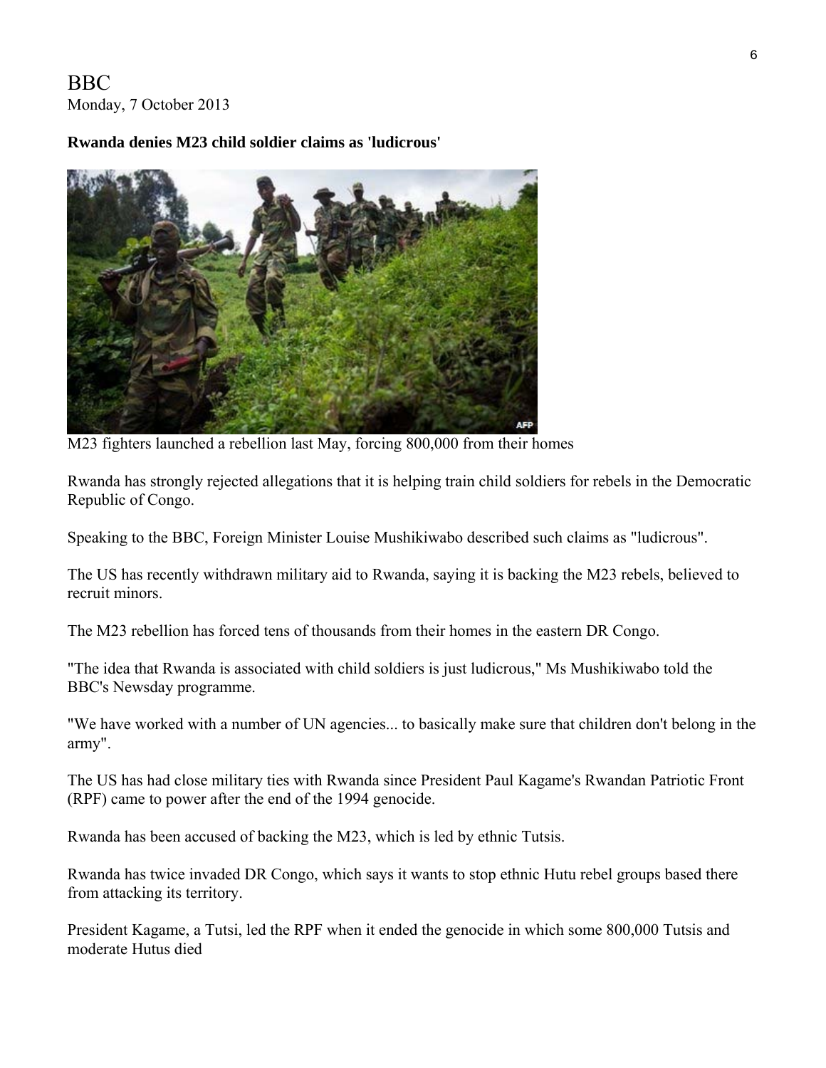BBC
Monday, 7 October 2013

**Rwanda denies M23 child soldier claims as 'ludicrous'**

M23 fighters launched a rebellion last May, forcing 800,000 from their homes

Rwanda has strongly rejected allegations that it is helping train child soldiers for rebels in the Democratic Republic of Congo.

Speaking to the BBC, Foreign Minister Louise Mushikiwabo described such claims as "ludicrous".

The US has recently withdrawn military aid to Rwanda, saying it is backing the M23 rebels, believed to recruit minors.

The M23 rebellion has forced tens of thousands from their homes in the eastern DR Congo.

"The idea that Rwanda is associated with child soldiers is just ludicrous," Ms Mushikiwabo told the BBC's Newsday programme.

"We have worked with a number of UN agencies... to basically make sure that children don't belong in the army".

The US has had close military ties with Rwanda since President Paul Kagame's Rwandan Patriotic Front (RPF) came to power after the end of the 1994 genocide.

Rwanda has been accused of backing the M23, which is led by ethnic Tutsis.

Rwanda has twice invaded DR Congo, which says it wants to stop ethnic Hutu rebel groups based there from attacking its territory.

President Kagame, a Tutsi, led the RPF when it ended the genocide in which some 800,000 Tutsis and moderate Hutus died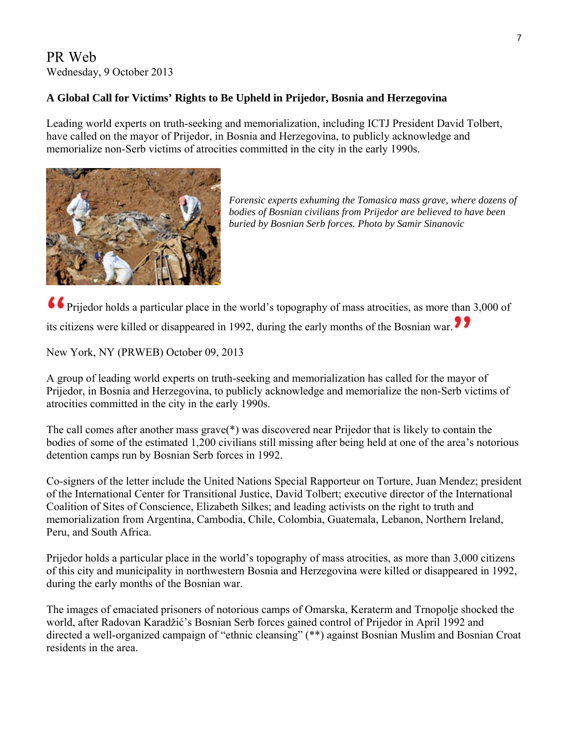PR Web
Wednesday, 9 October 2013

**A Global Call for Victims' Rights to Be Upheld in Prijedor, Bosnia and Herzegovina**

Leading world experts on truth-seeking and memorialization, including ICTJ President David Tolbert, have called on the mayor of Prijedor, in Bosnia and Herzegovina, to publicly acknowledge and memorialize non-Serb victims of atrocities committed in the city in the early 1990s.

*Forensic experts exhuming the Tomasica mass grave, where dozens of bodies of Bosnian civilians from Prijedor are believed to have been buried by Bosnian Serb forces. Photo by Samir Sinanovic*

"Prijedor holds a particular place in the world's topography of mass atrocities, as more than 3,000 of its citizens were killed or disappeared in 1992, during the early months of the Bosnian war."

New York, NY (PRWEB) October 09, 2013

A group of leading world experts on truth-seeking and memorialization has called for the mayor of Prijedor, in Bosnia and Herzegovina, to publicly acknowledge and memorialize the non-Serb victims of atrocities committed in the city in the early 1990s.

The call comes after another mass grave(*) was discovered near Prijedor that is likely to contain the bodies of some of the estimated 1,200 civilians still missing after being held at one of the area's notorious detention camps run by Bosnian Serb forces in 1992.

Co-signers of the letter include the United Nations Special Rapporteur on Torture, Juan Mendez; president of the International Center for Transitional Justice, David Tolbert; executive director of the International Coalition of Sites of Conscience, Elizabeth Silkes; and leading activists on the right to truth and memorialization from Argentina, Cambodia, Chile, Colombia, Guatemala, Lebanon, Northern Ireland, Peru, and South Africa.

Prijedor holds a particular place in the world's topography of mass atrocities, as more than 3,000 citizens of this city and municipality in northwestern Bosnia and Herzegovina were killed or disappeared in 1992, during the early months of the Bosnian war.

The images of emaciated prisoners of notorious camps of Omarska, Keraterm and Trnopolje shocked the world, after Radovan Karadžić's Bosnian Serb forces gained control of Prijedor in April 1992 and directed a well-organized campaign of "ethnic cleansing" (**) against Bosnian Muslim and Bosnian Croat residents in the area.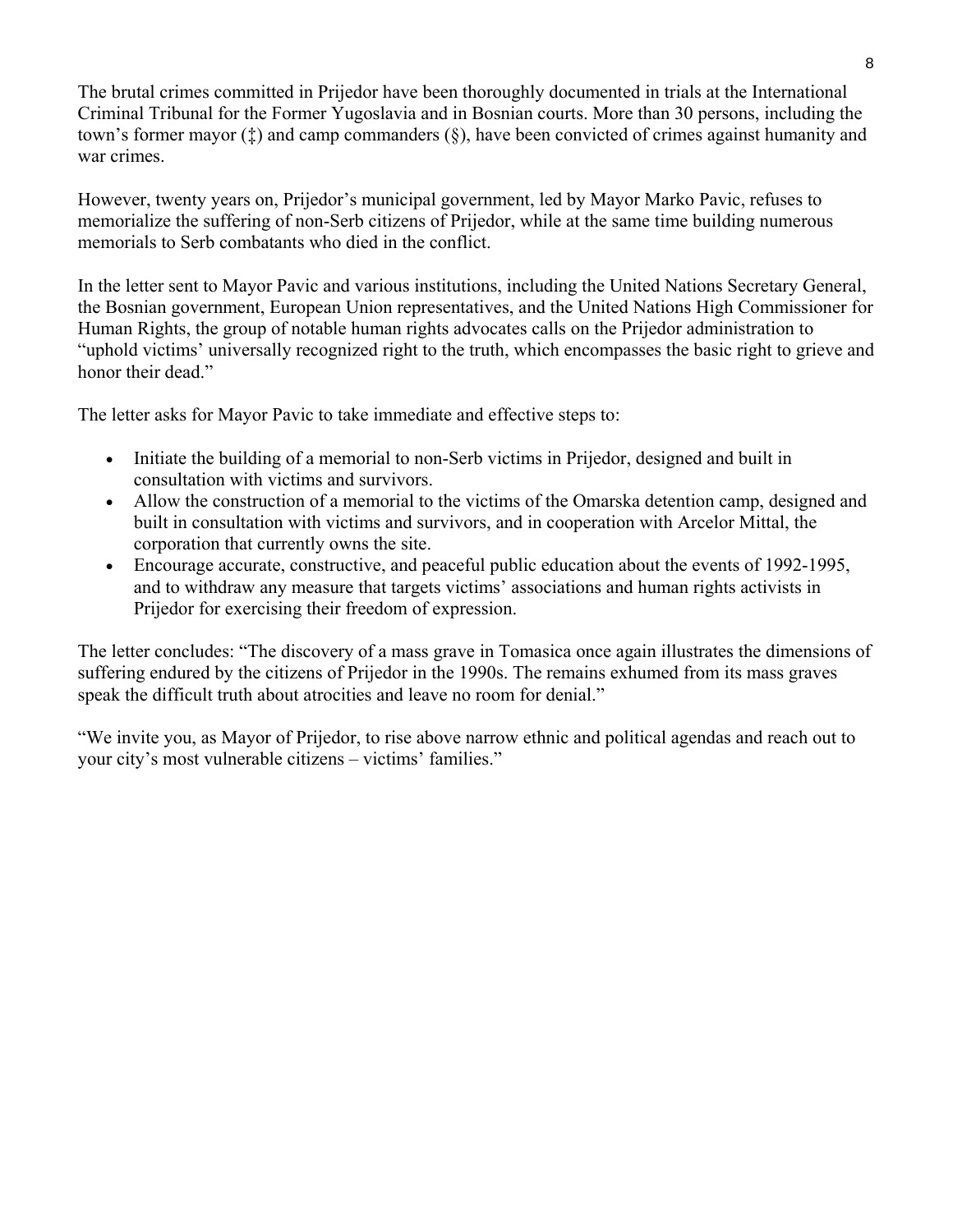The brutal crimes committed in Prijedor have been thoroughly documented in trials at the International Criminal Tribunal for the Former Yugoslavia and in Bosnian courts. More than 30 persons, including the town's former mayor (‡) and camp commanders (§), have been convicted of crimes against humanity and war crimes.

However, twenty years on, Prijedor's municipal government, led by Mayor Marko Pavic, refuses to memorialize the suffering of non-Serb citizens of Prijedor, while at the same time building numerous memorials to Serb combatants who died in the conflict.

In the letter sent to Mayor Pavic and various institutions, including the United Nations Secretary General, the Bosnian government, European Union representatives, and the United Nations High Commissioner for Human Rights, the group of notable human rights advocates calls on the Prijedor administration to "uphold victims' universally recognized right to the truth, which encompasses the basic right to grieve and honor their dead."

The letter asks for Mayor Pavic to take immediate and effective steps to:

- Initiate the building of a memorial to non-Serb victims in Prijedor, designed and built in consultation with victims and survivors.
- Allow the construction of a memorial to the victims of the Omarska detention camp, designed and built in consultation with victims and survivors, and in cooperation with Arcelor Mittal, the corporation that currently owns the site.
- Encourage accurate, constructive, and peaceful public education about the events of 1992-1995, and to withdraw any measure that targets victims' associations and human rights activists in Prijedor for exercising their freedom of expression.

The letter concludes: "The discovery of a mass grave in Tomasica once again illustrates the dimensions of suffering endured by the citizens of Prijedor in the 1990s. The remains exhumed from its mass graves speak the difficult truth about atrocities and leave no room for denial."

"We invite you, as Mayor of Prijedor, to rise above narrow ethnic and political agendas and reach out to your city's most vulnerable citizens – victims' families."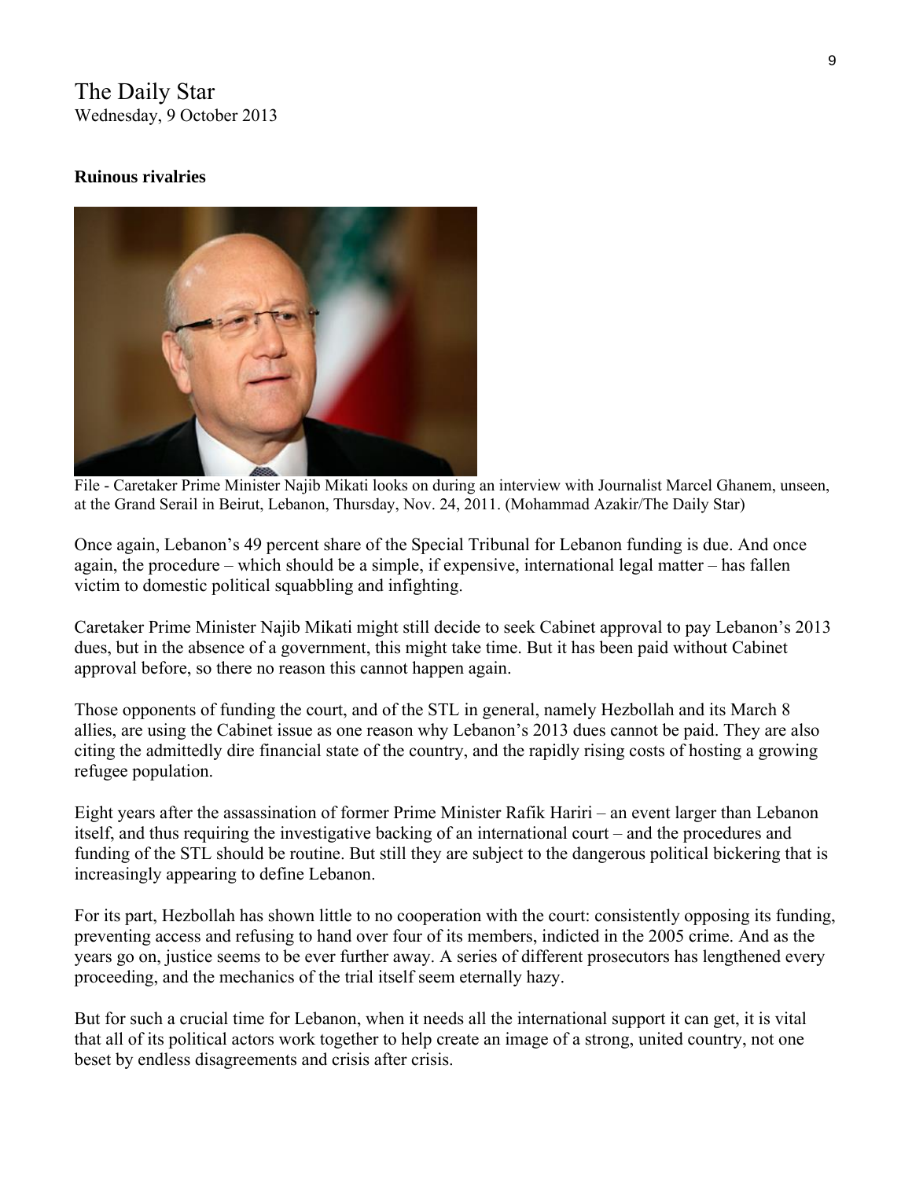The Daily Star
Wednesday, 9 October 2013

**Ruinous rivalries**

File - Caretaker Prime Minister Najib Mikati looks on during an interview with Journalist Marcel Ghanem, unseen, at the Grand Serail in Beirut, Lebanon, Thursday, Nov. 24, 2011. (Mohammad Azakir/The Daily Star)

Once again, Lebanon's 49 percent share of the Special Tribunal for Lebanon funding is due. And once again, the procedure – which should be a simple, if expensive, international legal matter – has fallen victim to domestic political squabbling and infighting.

Caretaker Prime Minister Najib Mikati might still decide to seek Cabinet approval to pay Lebanon's 2013 dues, but in the absence of a government, this might take time. But it has been paid without Cabinet approval before, so there no reason this cannot happen again.

Those opponents of funding the court, and of the STL in general, namely Hezbollah and its March 8 allies, are using the Cabinet issue as one reason why Lebanon's 2013 dues cannot be paid. They are also citing the admittedly dire financial state of the country, and the rapidly rising costs of hosting a growing refugee population.

Eight years after the assassination of former Prime Minister Rafik Hariri – an event larger than Lebanon itself, and thus requiring the investigative backing of an international court – and the procedures and funding of the STL should be routine. But still they are subject to the dangerous political bickering that is increasingly appearing to define Lebanon.

For its part, Hezbollah has shown little to no cooperation with the court: consistently opposing its funding, preventing access and refusing to hand over four of its members, indicted in the 2005 crime. And as the years go on, justice seems to be ever further away. A series of different prosecutors has lengthened every proceeding, and the mechanics of the trial itself seem eternally hazy.

But for such a crucial time for Lebanon, when it needs all the international support it can get, it is vital that all of its political actors work together to help create an image of a strong, united country, not one beset by endless disagreements and crisis after crisis.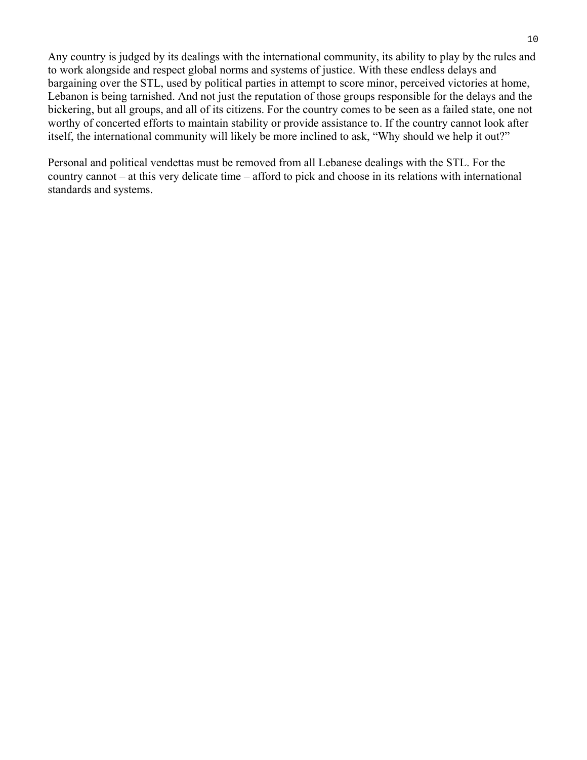Any country is judged by its dealings with the international community, its ability to play by the rules and to work alongside and respect global norms and systems of justice. With these endless delays and bargaining over the STL, used by political parties in attempt to score minor, perceived victories at home, Lebanon is being tarnished. And not just the reputation of those groups responsible for the delays and the bickering, but all groups, and all of its citizens. For the country comes to be seen as a failed state, one not worthy of concerted efforts to maintain stability or provide assistance to. If the country cannot look after itself, the international community will likely be more inclined to ask, "Why should we help it out?"

Personal and political vendettas must be removed from all Lebanese dealings with the STL. For the country cannot – at this very delicate time – afford to pick and choose in its relations with international standards and systems.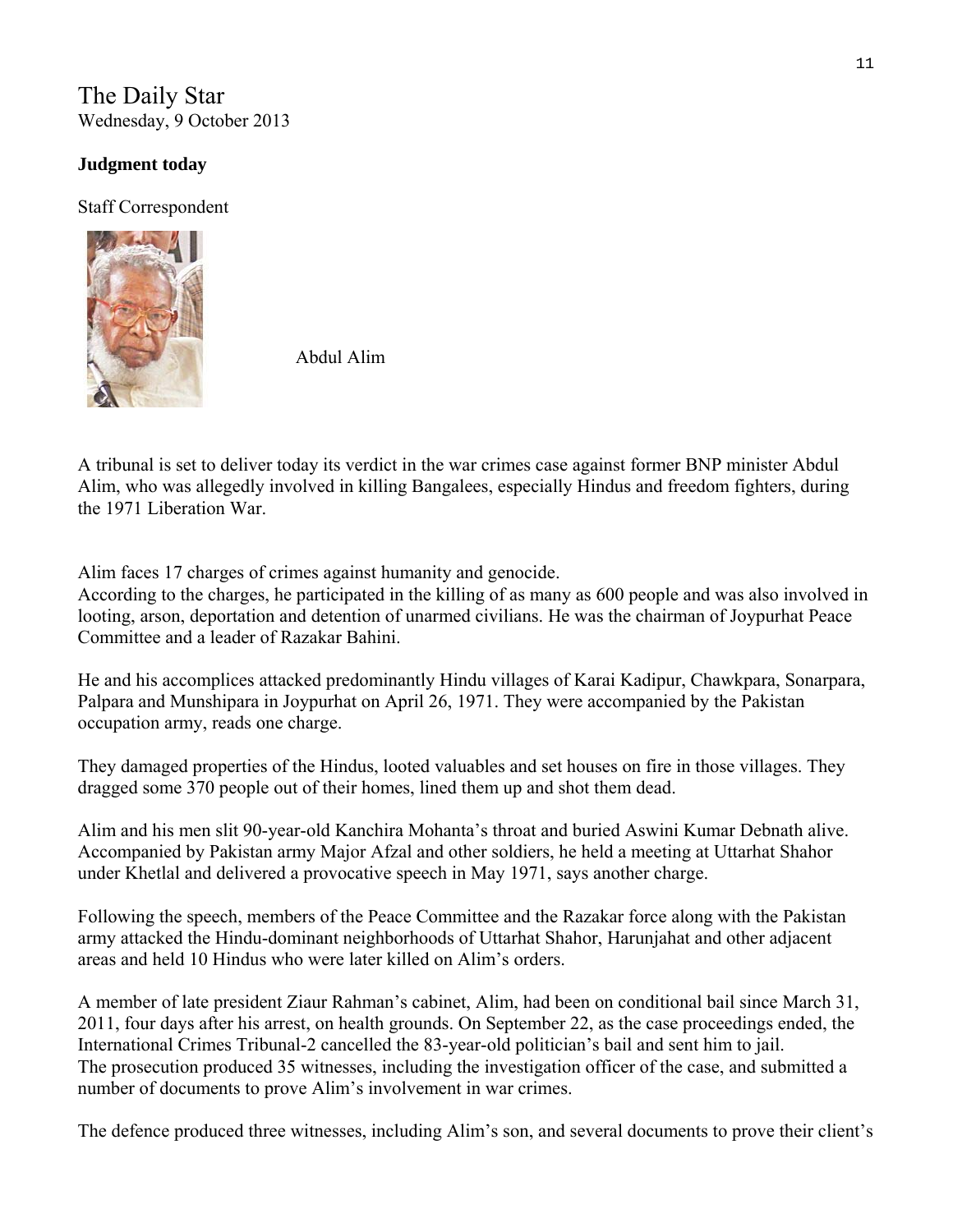The Daily Star
Wednesday, 9 October 2013

**Judgment today**

Staff Correspondent

Abdul Alim

A tribunal is set to deliver today its verdict in the war crimes case against former BNP minister Abdul Alim, who was allegedly involved in killing Bangalees, especially Hindus and freedom fighters, during the 1971 Liberation War.

Alim faces 17 charges of crimes against humanity and genocide.
According to the charges, he participated in the killing of as many as 600 people and was also involved in looting, arson, deportation and detention of unarmed civilians. He was the chairman of Joypurhat Peace Committee and a leader of Razakar Bahini.

He and his accomplices attacked predominantly Hindu villages of Karai Kadipur, Chawkpara, Sonarpara, Palpara and Munshipara in Joypurhat on April 26, 1971. They were accompanied by the Pakistan occupation army, reads one charge.

They damaged properties of the Hindus, looted valuables and set houses on fire in those villages. They dragged some 370 people out of their homes, lined them up and shot them dead.

Alim and his men slit 90-year-old Kanchira Mohanta's throat and buried Aswini Kumar Debnath alive. Accompanied by Pakistan army Major Afzal and other soldiers, he held a meeting at Uttarhat Shahor under Khetlal and delivered a provocative speech in May 1971, says another charge.

Following the speech, members of the Peace Committee and the Razakar force along with the Pakistan army attacked the Hindu-dominant neighborhoods of Uttarhat Shahor, Harunjahat and other adjacent areas and held 10 Hindus who were later killed on Alim's orders.

A member of late president Ziaur Rahman's cabinet, Alim, had been on conditional bail since March 31, 2011, four days after his arrest, on health grounds. On September 22, as the case proceedings ended, the International Crimes Tribunal-2 cancelled the 83-year-old politician's bail and sent him to jail.
The prosecution produced 35 witnesses, including the investigation officer of the case, and submitted a number of documents to prove Alim's involvement in war crimes.

The defence produced three witnesses, including Alim's son, and several documents to prove their client's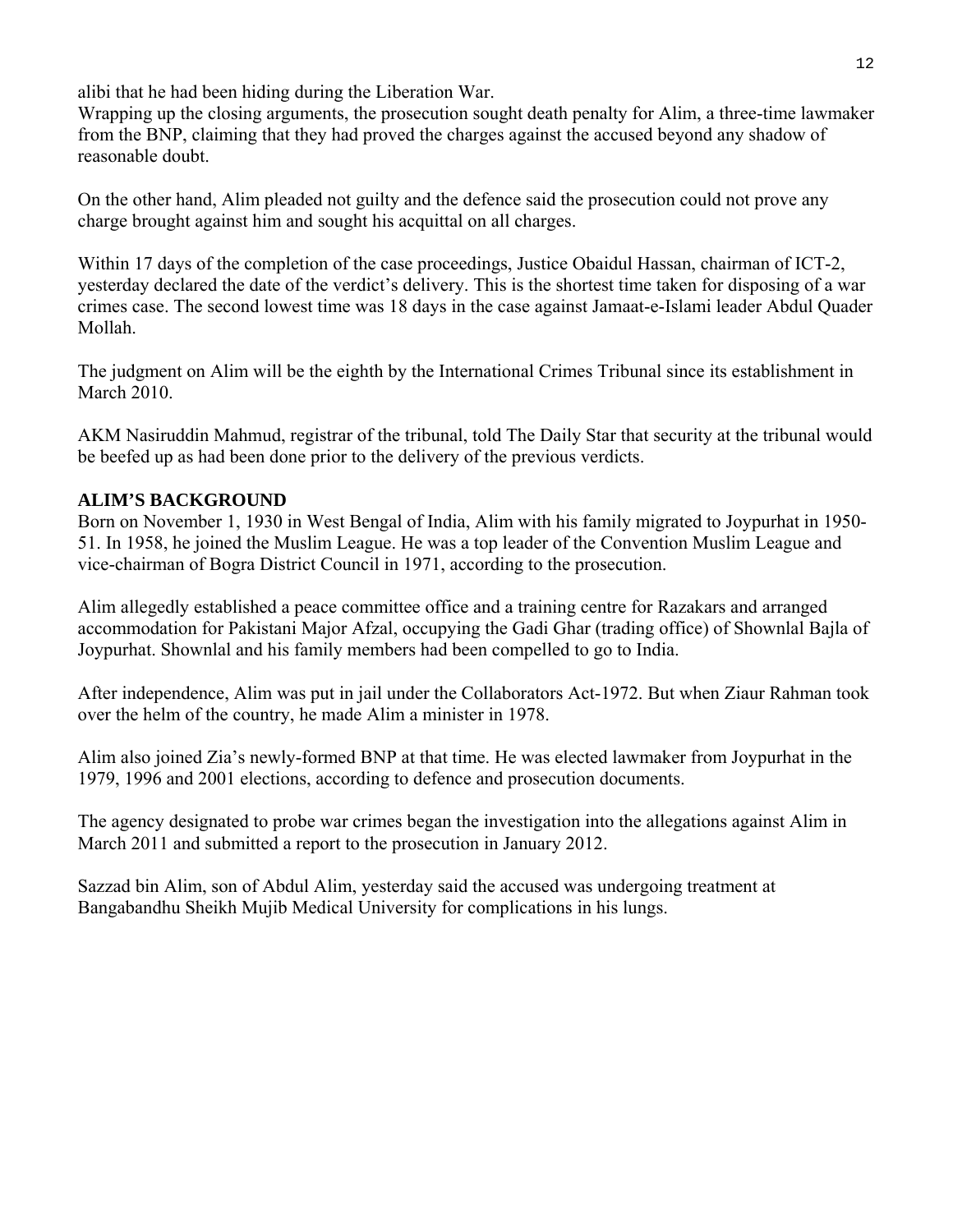alibi that he had been hiding during the Liberation War.
Wrapping up the closing arguments, the prosecution sought death penalty for Alim, a three-time lawmaker from the BNP, claiming that they had proved the charges against the accused beyond any shadow of reasonable doubt.

On the other hand, Alim pleaded not guilty and the defence said the prosecution could not prove any charge brought against him and sought his acquittal on all charges.

Within 17 days of the completion of the case proceedings, Justice Obaidul Hassan, chairman of ICT-2, yesterday declared the date of the verdict's delivery. This is the shortest time taken for disposing of a war crimes case. The second lowest time was 18 days in the case against Jamaat-e-Islami leader Abdul Quader Mollah.

The judgment on Alim will be the eighth by the International Crimes Tribunal since its establishment in March 2010.

AKM Nasiruddin Mahmud, registrar of the tribunal, told The Daily Star that security at the tribunal would be beefed up as had been done prior to the delivery of the previous verdicts.

**ALIM'S BACKGROUND**

Born on November 1, 1930 in West Bengal of India, Alim with his family migrated to Joypurhat in 1950-51. In 1958, he joined the Muslim League. He was a top leader of the Convention Muslim League and vice-chairman of Bogra District Council in 1971, according to the prosecution.

Alim allegedly established a peace committee office and a training centre for Razakars and arranged accommodation for Pakistani Major Afzal, occupying the Gadi Ghar (trading office) of Shownlal Bajla of Joypurhat. Shownlal and his family members had been compelled to go to India.

After independence, Alim was put in jail under the Collaborators Act-1972. But when Ziaur Rahman took over the helm of the country, he made Alim a minister in 1978.

Alim also joined Zia's newly-formed BNP at that time. He was elected lawmaker from Joypurhat in the 1979, 1996 and 2001 elections, according to defence and prosecution documents.

The agency designated to probe war crimes began the investigation into the allegations against Alim in March 2011 and submitted a report to the prosecution in January 2012.

Sazzad bin Alim, son of Abdul Alim, yesterday said the accused was undergoing treatment at Bangabandhu Sheikh Mujib Medical University for complications in his lungs.